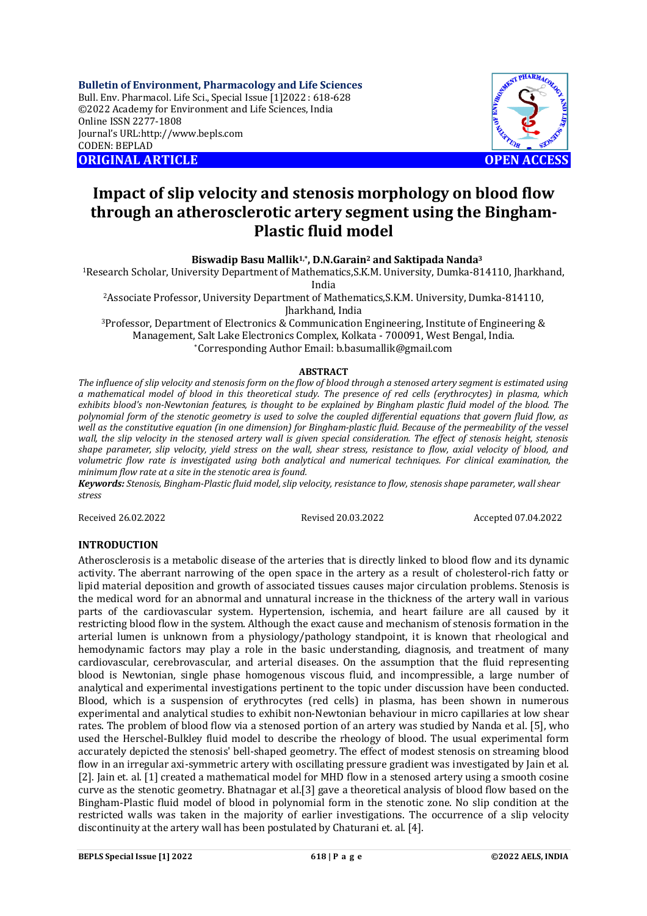**Bulletin of Environment, Pharmacology and Life Sciences**
Bull. Env. Pharmacol. Life Sci., Special Issue [1]2022 : 618-628
©2022 Academy for Environment and Life Sciences, India
Online ISSN 2277-1808
Journal's URL:http://www.bepls.com
CODEN: BEPLAD

**ORIGINAL ARTICLE** **OPEN ACCESS**

# Impact of slip velocity and stenosis morphology on blood flow through an atherosclerotic artery segment using the Bingham-Plastic fluid model

**Biswadip Basu Mallik[1,*], D.N.Garain[2] and Saktipada Nanda[3]**

[1]Research Scholar, University Department of Mathematics,S.K.M. University, Dumka-814110, Jharkhand, India

[2]Associate Professor, University Department of Mathematics,S.K.M. University, Dumka-814110, Jharkhand, India

[3]Professor, Department of Electronics & Communication Engineering, Institute of Engineering & Management, Salt Lake Electronics Complex, Kolkata - 700091, West Bengal, India.

[*]Corresponding Author Email: b.basumallik@gmail.com

## ABSTRACT

*The influence of slip velocity and stenosis form on the flow of blood through a stenosed artery segment is estimated using a mathematical model of blood in this theoretical study. The presence of red cells (erythrocytes) in plasma, which exhibits blood's non-Newtonian features, is thought to be explained by Bingham plastic fluid model of the blood. The polynomial form of the stenotic geometry is used to solve the coupled differential equations that govern fluid flow, as well as the constitutive equation (in one dimension) for Bingham-plastic fluid. Because of the permeability of the vessel wall, the slip velocity in the stenosed artery wall is given special consideration. The effect of stenosis height, stenosis shape parameter, slip velocity, yield stress on the wall, shear stress, resistance to flow, axial velocity of blood, and volumetric flow rate is investigated using both analytical and numerical techniques. For clinical examination, the minimum flow rate at a site in the stenotic area is found.*

***Keywords:*** *Stenosis, Bingham-Plastic fluid model, slip velocity, resistance to flow, stenosis shape parameter, wall shear stress*

Received 26.02.2022 Revised 20.03.2022 Accepted 07.04.2022

## INTRODUCTION

Atherosclerosis is a metabolic disease of the arteries that is directly linked to blood flow and its dynamic activity. The aberrant narrowing of the open space in the artery as a result of cholesterol-rich fatty or lipid material deposition and growth of associated tissues causes major circulation problems. Stenosis is the medical word for an abnormal and unnatural increase in the thickness of the artery wall in various parts of the cardiovascular system. Hypertension, ischemia, and heart failure are all caused by it restricting blood flow in the system. Although the exact cause and mechanism of stenosis formation in the arterial lumen is unknown from a physiology/pathology standpoint, it is known that rheological and hemodynamic factors may play a role in the basic understanding, diagnosis, and treatment of many cardiovascular, cerebrovascular, and arterial diseases. On the assumption that the fluid representing blood is Newtonian, single phase homogenous viscous fluid, and incompressible, a large number of analytical and experimental investigations pertinent to the topic under discussion have been conducted. Blood, which is a suspension of erythrocytes (red cells) in plasma, has been shown in numerous experimental and analytical studies to exhibit non-Newtonian behaviour in micro capillaries at low shear rates. The problem of blood flow via a stenosed portion of an artery was studied by Nanda et al. [5], who used the Herschel-Bulkley fluid model to describe the rheology of blood. The usual experimental form accurately depicted the stenosis' bell-shaped geometry. The effect of modest stenosis on streaming blood flow in an irregular axi-symmetric artery with oscillating pressure gradient was investigated by Jain et al. [2]. Jain et. al. [1] created a mathematical model for MHD flow in a stenosed artery using a smooth cosine curve as the stenotic geometry. Bhatnagar et al.[3] gave a theoretical analysis of blood flow based on the Bingham-Plastic fluid model of blood in polynomial form in the stenotic zone. No slip condition at the restricted walls was taken in the majority of earlier investigations. The occurrence of a slip velocity discontinuity at the artery wall has been postulated by Chaturani et. al. [4].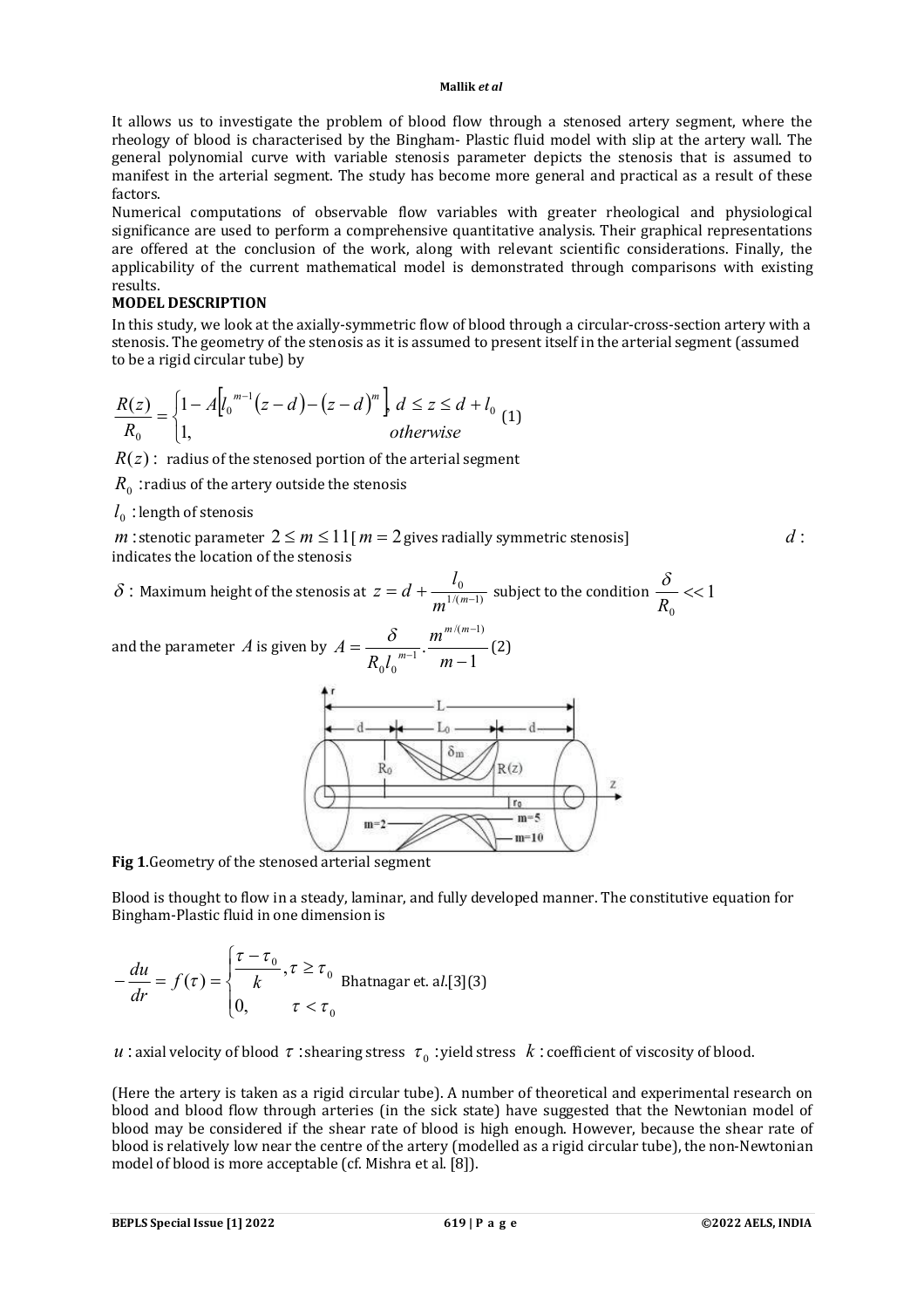It allows us to investigate the problem of blood flow through a stenosed artery segment, where the rheology of blood is characterised by the Bingham- Plastic fluid model with slip at the artery wall. The general polynomial curve with variable stenosis parameter depicts the stenosis that is assumed to manifest in the arterial segment. The study has become more general and practical as a result of these factors.

Numerical computations of observable flow variables with greater rheological and physiological significance are used to perform a comprehensive quantitative analysis. Their graphical representations are offered at the conclusion of the work, along with relevant scientific considerations. Finally, the applicability of the current mathematical model is demonstrated through comparisons with existing results.

**MODEL DESCRIPTION**

In this study, we look at the axially-symmetric flow of blood through a circular-cross-section artery with a stenosis. The geometry of the stenosis as it is assumed to present itself in the arterial segment (assumed to be a rigid circular tube) by

$$\frac{R(z)}{R_0} = \begin{cases} 1 - A\left[l_0^{\,m-1}(z-d) - (z-d)^m\right], & d \le z \le d + l_0 \\ 1, & otherwise \end{cases} \quad (1)$$

$R(z)$ : radius of the stenosed portion of the arterial segment

$R_0$ : radius of the artery outside the stenosis

$l_0$ : length of stenosis

$m$ : stenotic parameter $2 \le m \le 11$ [ $m = 2$ gives radially symmetric stenosis] $d$ : indicates the location of the stenosis

$\delta$ : Maximum height of the stenosis at $z = d + \dfrac{l_0}{m^{1/(m-1)}}$ subject to the condition $\dfrac{\delta}{R_0} << 1$

and the parameter $A$ is given by $A = \dfrac{\delta}{R_0 l_0^{\,m-1}} \cdot \dfrac{m^{m/(m-1)}}{m-1}$ (2)

**Fig 1**.Geometry of the stenosed arterial segment

Blood is thought to flow in a steady, laminar, and fully developed manner. The constitutive equation for Bingham-Plastic fluid in one dimension is

$$-\frac{du}{dr} = f(\tau) = \begin{cases} \dfrac{\tau - \tau_0}{k}, & \tau \ge \tau_0 \\ 0, & \tau < \tau_0 \end{cases} \quad \text{Bhatnagar et. al.[3]} \ (3)$$

$u$ : axial velocity of blood $\tau$ : shearing stress $\tau_0$ : yield stress $k$ : coefficient of viscosity of blood.

(Here the artery is taken as a rigid circular tube). A number of theoretical and experimental research on blood and blood flow through arteries (in the sick state) have suggested that the Newtonian model of blood may be considered if the shear rate of blood is high enough. However, because the shear rate of blood is relatively low near the centre of the artery (modelled as a rigid circular tube), the non-Newtonian model of blood is more acceptable (cf. Mishra et al. [8]).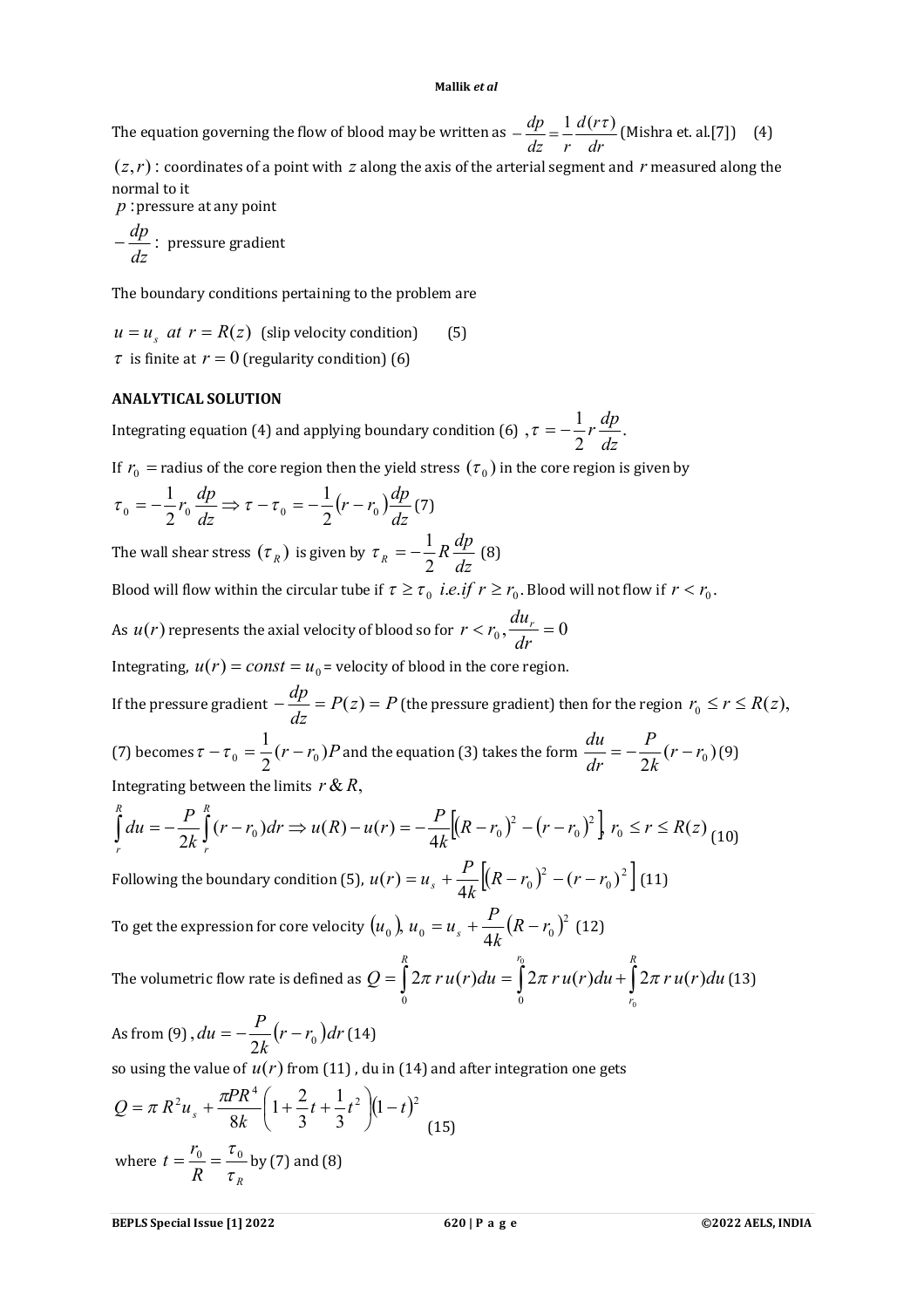The equation governing the flow of blood may be written as $-\frac{dp}{dz} = \frac{1}{r}\frac{d(r\tau)}{dr}$ (Mishra et. al.[7]) (4)

$(z, r)$ : coordinates of a point with $z$ along the axis of the arterial segment and $r$ measured along the normal to it

$p$ : pressure at any point

$-\frac{dp}{dz}$ : pressure gradient

The boundary conditions pertaining to the problem are

$u = u_s \;\; at \;\; r = R(z)$ (slip velocity condition) (5)

$\tau$ is finite at $r = 0$ (regularity condition) (6)

## ANALYTICAL SOLUTION

Integrating equation (4) and applying boundary condition (6) , $\tau = -\frac{1}{2} r \frac{dp}{dz}$.

If $r_0$ = radius of the core region then the yield stress $(\tau_0)$ in the core region is given by

$$\tau_0 = -\frac{1}{2} r_0 \frac{dp}{dz} \Rightarrow \tau - \tau_0 = -\frac{1}{2}(r - r_0)\frac{dp}{dz} \quad (7)$$

The wall shear stress $(\tau_R)$ is given by $\tau_R = -\frac{1}{2} R \frac{dp}{dz}$ (8)

Blood will flow within the circular tube if $\tau \geq \tau_0 \;\; i.e. if \;\; r \geq r_0$. Blood will not flow if $r < r_0$.

As $u(r)$ represents the axial velocity of blood so for $r < r_0, \frac{du_r}{dr} = 0$

Integrating, $u(r) = const = u_0$ = velocity of blood in the core region.

If the pressure gradient $-\frac{dp}{dz} = P(z) = P$ (the pressure gradient) then for the region $r_0 \leq r \leq R(z)$,

(7) becomes $\tau - \tau_0 = \frac{1}{2}(r - r_0)P$ and the equation (3) takes the form $\frac{du}{dr} = -\frac{P}{2k}(r - r_0)$ (9)

Integrating between the limits $r \,\&\, R$,

$$\int_r^R du = -\frac{P}{2k}\int_r^R (r - r_0)dr \Rightarrow u(R) - u(r) = -\frac{P}{4k}\left[(R - r_0)^2 - (r - r_0)^2\right], \; r_0 \leq r \leq R(z) \quad (10)$$

Following the boundary condition (5), $u(r) = u_s + \frac{P}{4k}\left[(R - r_0)^2 - (r - r_0)^2\right]$ (11)

To get the expression for core velocity $(u_0)$, $u_0 = u_s + \frac{P}{4k}(R - r_0)^2$ (12)

The volumetric flow rate is defined as $Q = \int_0^R 2\pi\, r\, u(r) du = \int_0^{r_0} 2\pi\, r\, u(r) du + \int_{r_0}^R 2\pi\, r\, u(r) du$ (13)

As from (9) , $du = -\frac{P}{2k}(r - r_0)dr$ (14)

so using the value of $u(r)$ from (11) , du in (14) and after integration one gets

$$Q = \pi R^2 u_s + \frac{\pi P R^4}{8k}\left(1 + \frac{2}{3}t + \frac{1}{3}t^2\right)(1 - t)^2 \quad (15)$$

where $t = \frac{r_0}{R} = \frac{\tau_0}{\tau_R}$ by (7) and (8)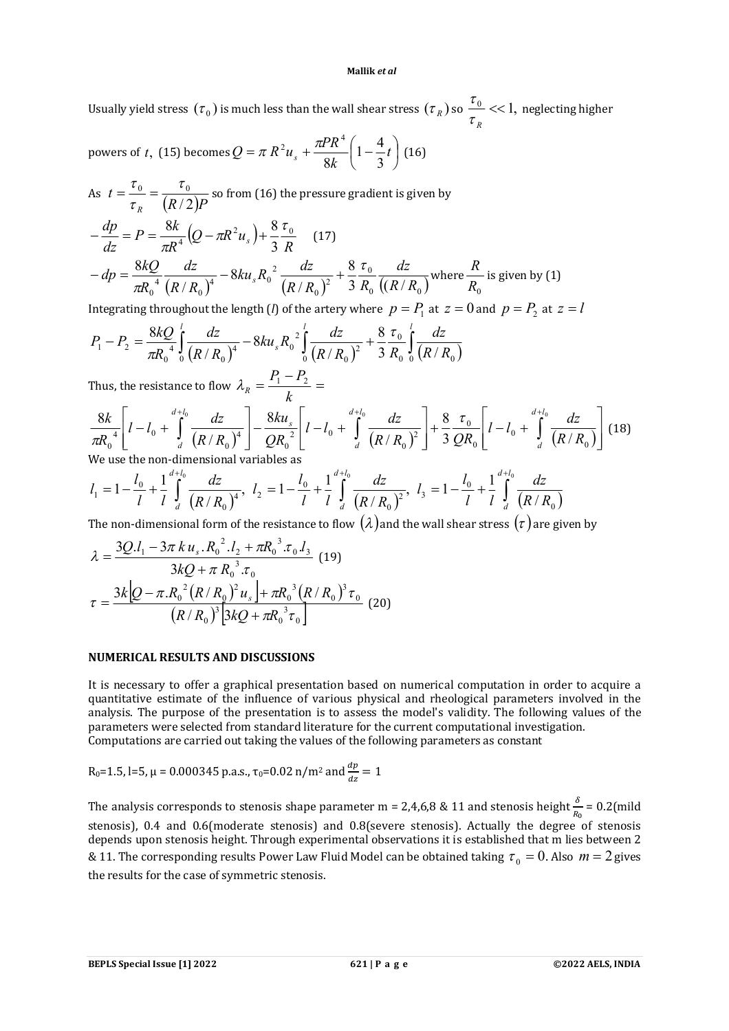Usually yield stress $(\tau_0)$ is much less than the wall shear stress $(\tau_R)$ so $\frac{\tau_0}{\tau_R} << 1,$ neglecting higher powers of $t$, (15) becomes $Q = \pi R^2 u_s + \frac{\pi P R^4}{8k}\left(1 - \frac{4}{3}t\right)$ (16)

As $t = \frac{\tau_0}{\tau_R} = \frac{\tau_0}{(R/2)P}$ so from (16) the pressure gradient is given by

$$-\frac{dp}{dz} = P = \frac{8k}{\pi R^4}\left(Q - \pi R^2 u_s\right) + \frac{8}{3}\frac{\tau_0}{R} \quad (17)$$

$$-dp = \frac{8kQ}{\pi R_0^{\,4}}\frac{dz}{(R/R_0)^4} - 8ku_s R_0^{\,2}\frac{dz}{(R/R_0)^2} + \frac{8}{3}\frac{\tau_0}{R_0}\frac{dz}{((R/R_0)}$$ where $\frac{R}{R_0}$ is given by (1)

Integrating throughout the length ($l$) of the artery where $p = P_1$ at $z = 0$ and $p = P_2$ at $z = l$

$$P_1 - P_2 = \frac{8kQ}{\pi R_0^{\,4}}\int_0^l \frac{dz}{(R/R_0)^4} - 8ku_s R_0^{\,2}\int_0^l \frac{dz}{(R/R_0)^2} + \frac{8}{3}\frac{\tau_0}{R_0}\int_0^l \frac{dz}{(R/R_0)}$$

Thus, the resistance to flow $\lambda_R = \frac{P_1 - P_2}{k} =$

$$\frac{8k}{\pi R_0^{\,4}}\left[l - l_0 + \int_d^{d+l_0}\frac{dz}{(R/R_0)^4}\right] - \frac{8ku_s}{QR_0^{\,2}}\left[l - l_0 + \int_d^{d+l_0}\frac{dz}{(R/R_0)^2}\right] + \frac{8}{3}\frac{\tau_0}{QR_0}\left[l - l_0 + \int_d^{d+l_0}\frac{dz}{(R/R_0)}\right] \quad (18)$$

We use the non-dimensional variables as

$$l_1 = 1 - \frac{l_0}{l} + \frac{1}{l}\int_d^{d+l_0}\frac{dz}{(R/R_0)^4},\ l_2 = 1 - \frac{l_0}{l} + \frac{1}{l}\int_d^{d+l_0}\frac{dz}{(R/R_0)^2},\ l_3 = 1 - \frac{l_0}{l} + \frac{1}{l}\int_d^{d+l_0}\frac{dz}{(R/R_0)}$$

The non-dimensional form of the resistance to flow $(\lambda)$ and the wall shear stress $(\tau)$ are given by

$$\lambda = \frac{3Q.l_1 - 3\pi\, k\, u_s.R_0^{\,2}.l_2 + \pi R_0^{\,3}.\tau_0.l_3}{3kQ + \pi\, R_0^{\,3}.\tau_0} \quad (19)$$

$$\tau = \frac{3k\left[Q - \pi.R_0^{\,2}(R/R_0)^2 u_s\right] + \pi R_0^{\,3}(R/R_0)^3\tau_0}{(R/R_0)^3\left[3kQ + \pi R_0^{\,3}\tau_0\right]} \quad (20)$$

## NUMERICAL RESULTS AND DISCUSSIONS

It is necessary to offer a graphical presentation based on numerical computation in order to acquire a quantitative estimate of the influence of various physical and rheological parameters involved in the analysis. The purpose of the presentation is to assess the model's validity. The following values of the parameters were selected from standard literature for the current computational investigation. Computations are carried out taking the values of the following parameters as constant

$R_0$=1.5, l=5, μ = 0.000345 p.a.s., $\tau_0$=0.02 n/m² and $\frac{dp}{dz} = 1$

The analysis corresponds to stenosis shape parameter m = 2,4,6,8 & 11 and stenosis height $\frac{\delta}{R_0}$ = 0.2(mild stenosis), 0.4 and 0.6(moderate stenosis) and 0.8(severe stenosis). Actually the degree of stenosis depends upon stenosis height. Through experimental observations it is established that m lies between 2 & 11. The corresponding results Power Law Fluid Model can be obtained taking $\tau_0 = 0$. Also $m = 2$ gives the results for the case of symmetric stenosis.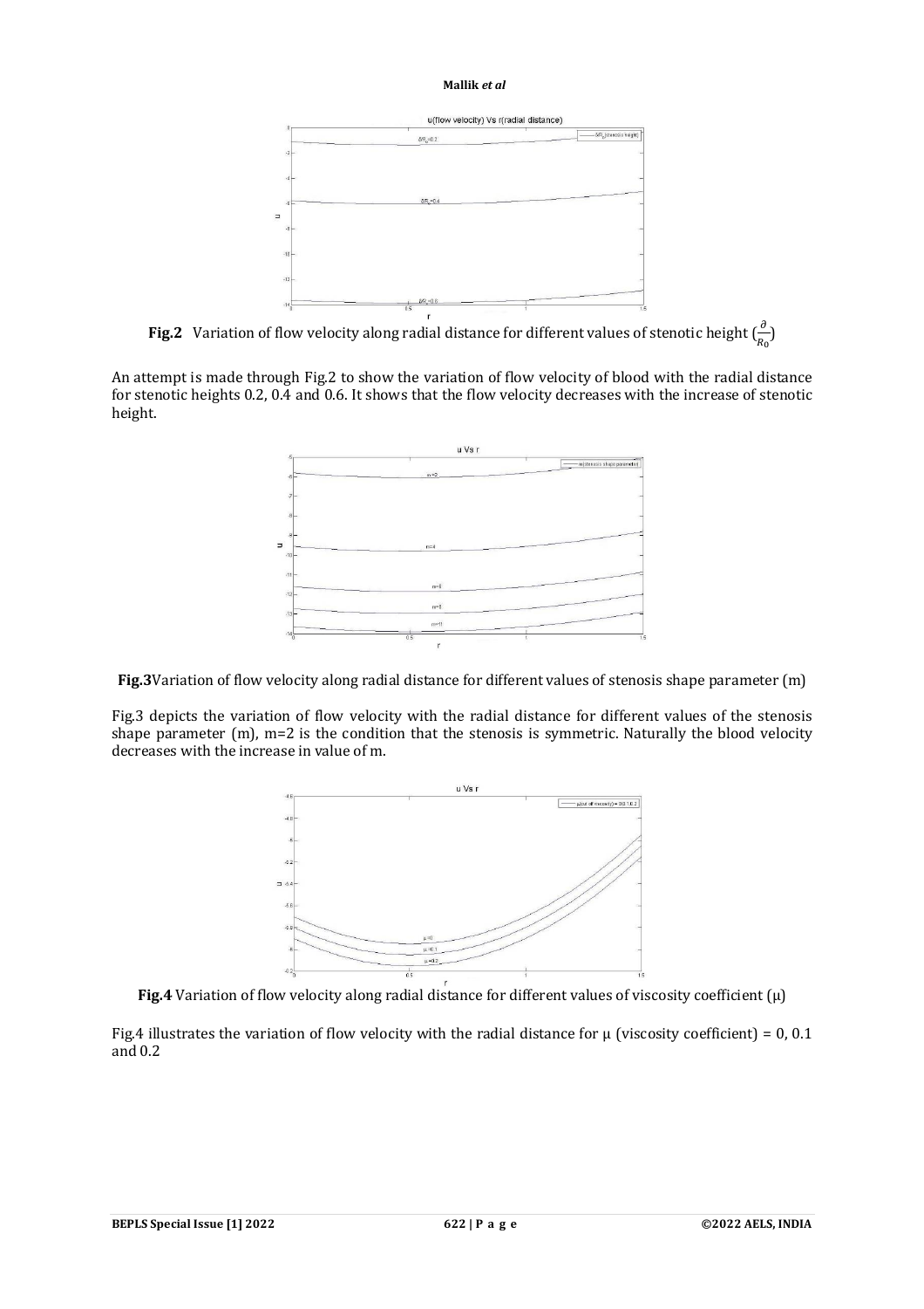**Fig.2** Variation of flow velocity along radial distance for different values of stenotic height ($\frac{\partial}{R_0}$)

An attempt is made through Fig.2 to show the variation of flow velocity of blood with the radial distance for stenotic heights 0.2, 0.4 and 0.6. It shows that the flow velocity decreases with the increase of stenotic height.

**Fig.3** Variation of flow velocity along radial distance for different values of stenosis shape parameter (m)

Fig.3 depicts the variation of flow velocity with the radial distance for different values of the stenosis shape parameter (m), m=2 is the condition that the stenosis is symmetric. Naturally the blood velocity decreases with the increase in value of m.

**Fig.4** Variation of flow velocity along radial distance for different values of viscosity coefficient (μ)

Fig.4 illustrates the variation of flow velocity with the radial distance for μ (viscosity coefficient) = 0, 0.1 and 0.2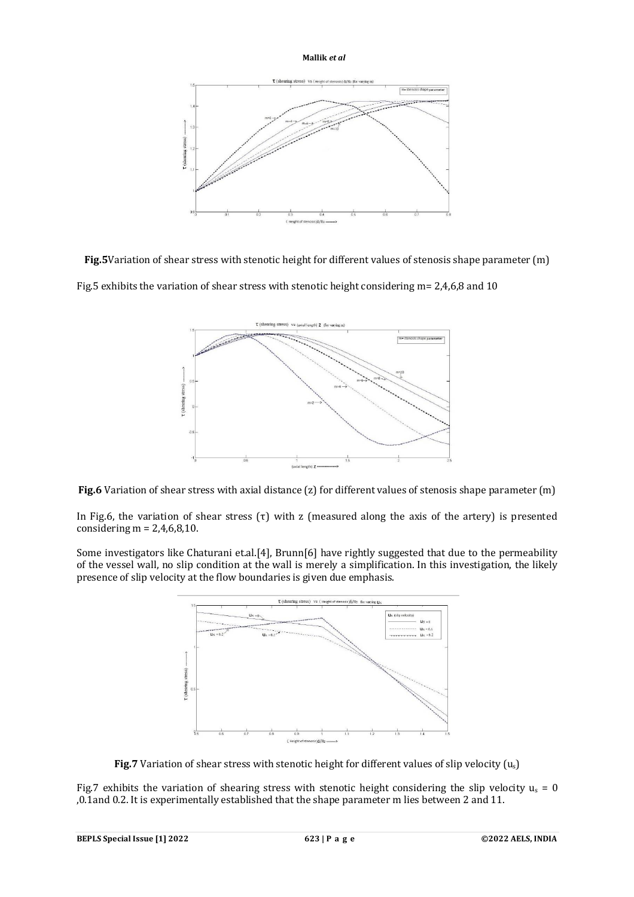**Fig.5** Variation of shear stress with stenotic height for different values of stenosis shape parameter (m)

Fig.5 exhibits the variation of shear stress with stenotic height considering m= 2,4,6,8 and 10

**Fig.6** Variation of shear stress with axial distance (z) for different values of stenosis shape parameter (m)

In Fig.6, the variation of shear stress ($\tau$) with z (measured along the axis of the artery) is presented considering m = 2,4,6,8,10.

Some investigators like Chaturani et.al.[4], Brunn[6] have rightly suggested that due to the permeability of the vessel wall, no slip condition at the wall is merely a simplification. In this investigation, the likely presence of slip velocity at the flow boundaries is given due emphasis.

**Fig.7** Variation of shear stress with stenotic height for different values of slip velocity ($u_s$)

Fig.7 exhibits the variation of shearing stress with stenotic height considering the slip velocity $u_s$ = 0 ,0.1and 0.2. It is experimentally established that the shape parameter m lies between 2 and 11.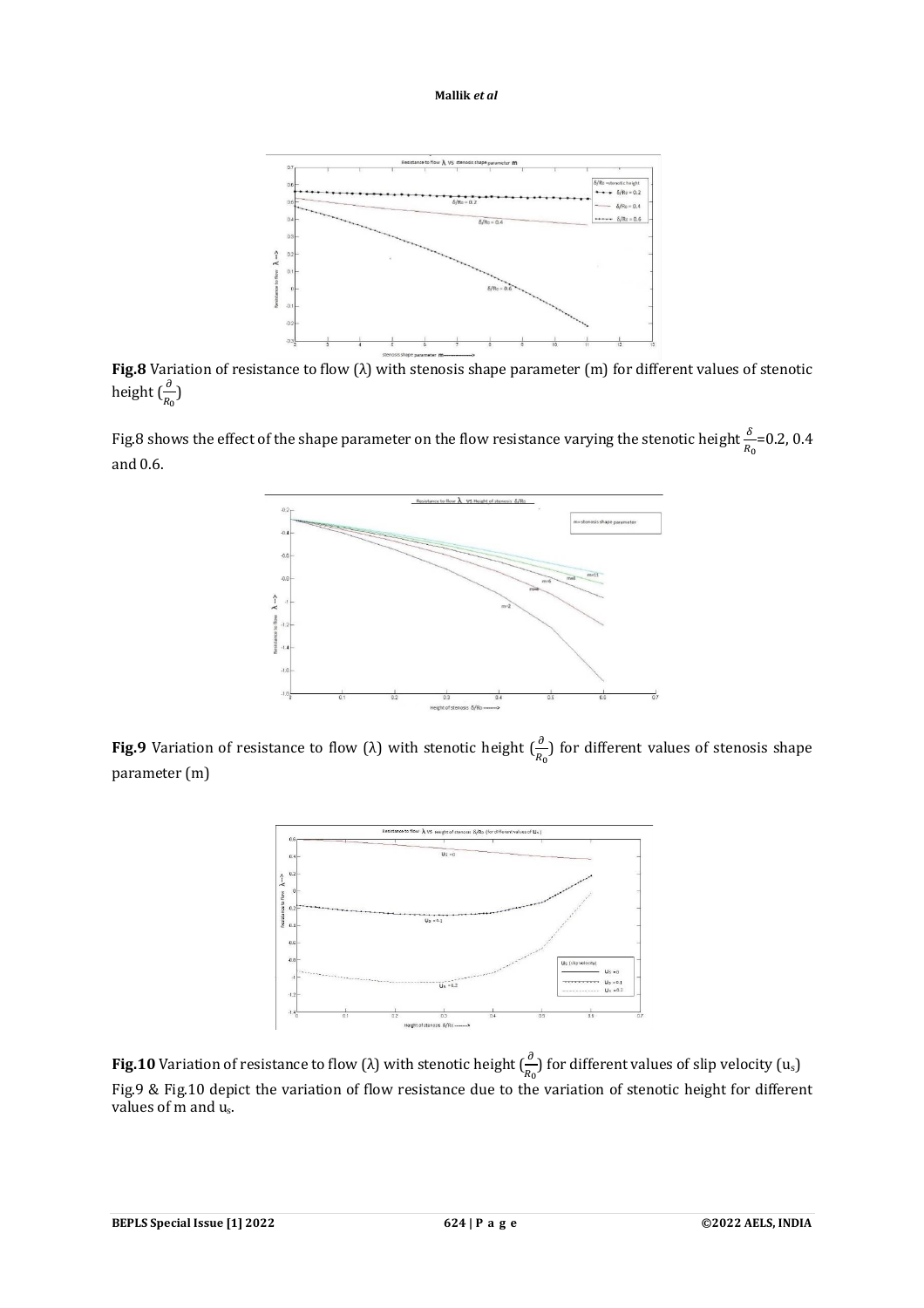**Fig.8** Variation of resistance to flow (λ) with stenosis shape parameter (m) for different values of stenotic height $(\frac{\partial}{R_0})$

Fig.8 shows the effect of the shape parameter on the flow resistance varying the stenotic height $\frac{\delta}{R_0}$=0.2, 0.4 and 0.6.

**Fig.9** Variation of resistance to flow (λ) with stenotic height $(\frac{\partial}{R_0})$ for different values of stenosis shape parameter (m)

**Fig.10** Variation of resistance to flow (λ) with stenotic height $(\frac{\partial}{R_0})$ for different values of slip velocity ($u_s$)

Fig.9 & Fig.10 depict the variation of flow resistance due to the variation of stenotic height for different values of m and $u_s$.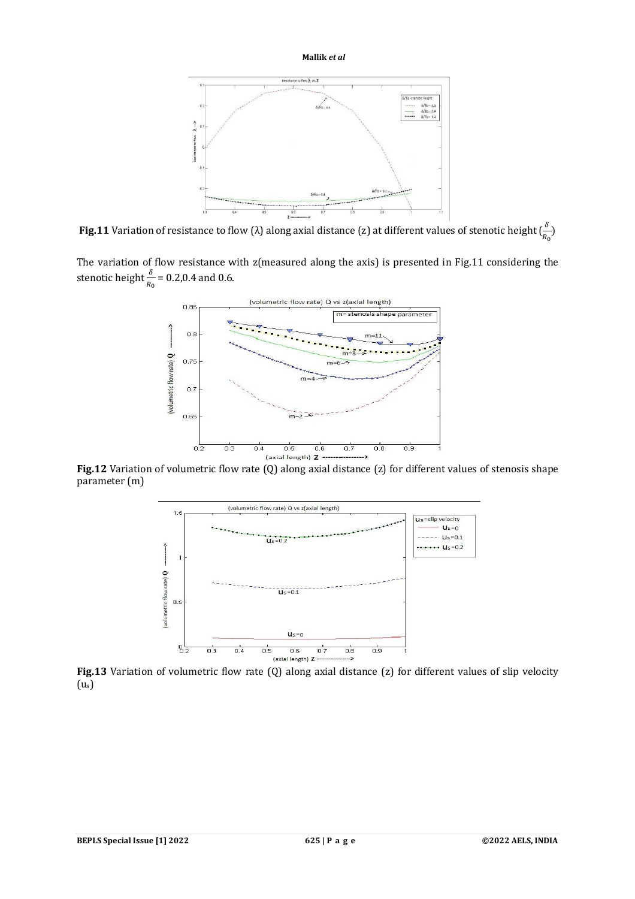**Fig.11** Variation of resistance to flow (λ) along axial distance (z) at different values of stenotic height ($\frac{\delta}{R_0}$)

The variation of flow resistance with z(measured along the axis) is presented in Fig.11 considering the stenotic height $\frac{\delta}{R_0}$ = 0.2,0.4 and 0.6.

**Fig.12** Variation of volumetric flow rate (Q) along axial distance (z) for different values of stenosis shape parameter (m)

**Fig.13** Variation of volumetric flow rate (Q) along axial distance (z) for different values of slip velocity ($u_s$)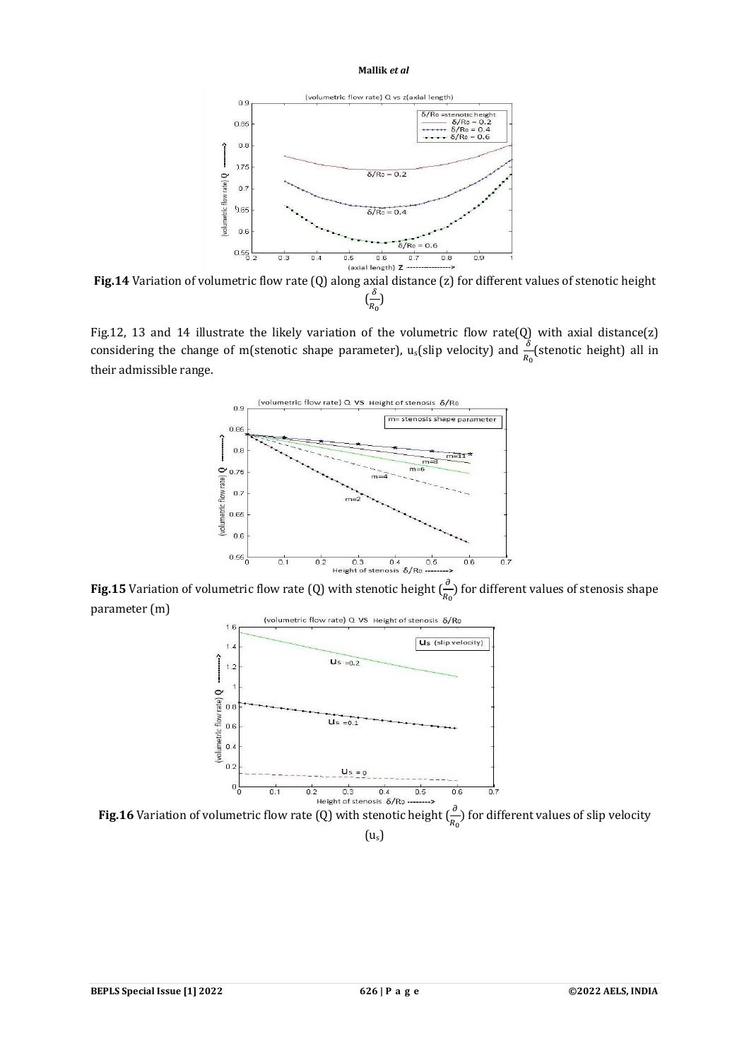**Fig.14** Variation of volumetric flow rate (Q) along axial distance (z) for different values of stenotic height ($\frac{\delta}{R_0}$)

Fig.12, 13 and 14 illustrate the likely variation of the volumetric flow rate(Q) with axial distance(z) considering the change of m(stenotic shape parameter), $u_s$(slip velocity) and $\frac{\delta}{R_0}$(stenotic height) all in their admissible range.

**Fig.15** Variation of volumetric flow rate (Q) with stenotic height ($\frac{\partial}{R_0}$) for different values of stenosis shape parameter (m)

**Fig.16** Variation of volumetric flow rate (Q) with stenotic height ($\frac{\partial}{R_0}$) for different values of slip velocity ($u_s$)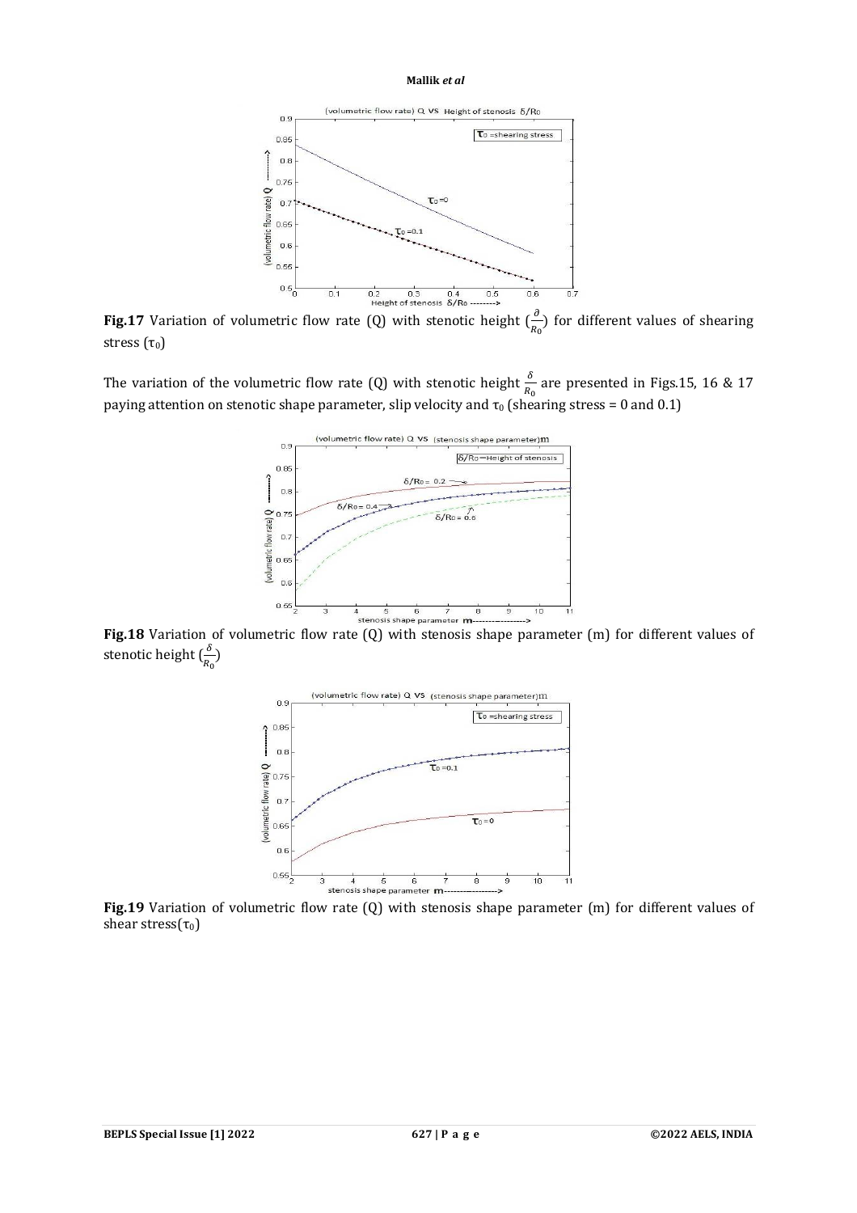**Fig.17** Variation of volumetric flow rate (Q) with stenotic height ($\frac{\partial}{R_0}$) for different values of shearing stress ($\tau_0$)

The variation of the volumetric flow rate (Q) with stenotic height $\frac{\delta}{R_0}$ are presented in Figs.15, 16 & 17 paying attention on stenotic shape parameter, slip velocity and $\tau_0$ (shearing stress = 0 and 0.1)

**Fig.18** Variation of volumetric flow rate (Q) with stenosis shape parameter (m) for different values of stenotic height ($\frac{\delta}{R_0}$)

**Fig.19** Variation of volumetric flow rate (Q) with stenosis shape parameter (m) for different values of shear stress($\tau_0$)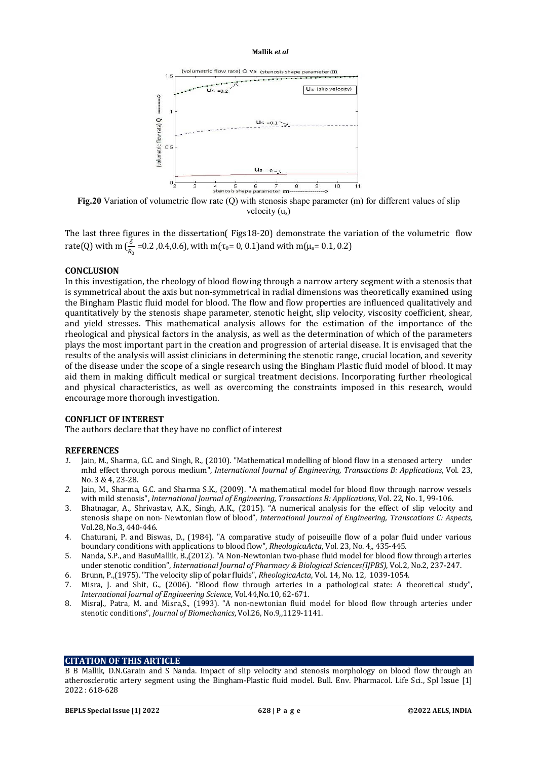(volumetric flow rate) Q vs (stenosis shape parameter) m

1.5
1
0.5
0

(volumetric flow rate) Q -------->

Us =0.2

Us (slip velocity)

Us =0.1

Us = 0

2 3 4 5 6 7 8 9 10 11

stenosis shape parameter m---------------->

**Fig.20** Variation of volumetric flow rate (Q) with stenosis shape parameter (m) for different values of slip velocity ($u_s$)

The last three figures in the dissertation( Figs18-20) demonstrate the variation of the volumetric flow rate(Q) with m ($\frac{\delta}{R_0}$ =0.2 ,0.4,0.6), with m($\tau_0$= 0, 0.1)and with m($\mu_s$= 0.1, 0.2)

## CONCLUSION

In this investigation, the rheology of blood flowing through a narrow artery segment with a stenosis that is symmetrical about the axis but non-symmetrical in radial dimensions was theoretically examined using the Bingham Plastic fluid model for blood. The flow and flow properties are influenced qualitatively and quantitatively by the stenosis shape parameter, stenotic height, slip velocity, viscosity coefficient, shear, and yield stresses. This mathematical analysis allows for the estimation of the importance of the rheological and physical factors in the analysis, as well as the determination of which of the parameters plays the most important part in the creation and progression of arterial disease. It is envisaged that the results of the analysis will assist clinicians in determining the stenotic range, crucial location, and severity of the disease under the scope of a single research using the Bingham Plastic fluid model of blood. It may aid them in making difficult medical or surgical treatment decisions. Incorporating further rheological and physical characteristics, as well as overcoming the constraints imposed in this research, would encourage more thorough investigation.

## CONFLICT OF INTEREST

The authors declare that they have no conflict of interest

## REFERENCES

1. Jain, M., Sharma, G.C. and Singh, R., (2010). "Mathematical modelling of blood flow in a stenosed artery under mhd effect through porous medium", *International Journal of Engineering, Transactions B: Applications*, Vol. 23, No. 3 & 4, 23-28.
2. Jain, M., Sharma, G.C. and Sharma S.K., (2009). "A mathematical model for blood flow through narrow vessels with mild stenosis", *International Journal of Engineering, Transactions B: Applications*, Vol. 22, No. 1, 99-106.
3. Bhatnagar, A., Shrivastav, A.K., Singh, A.K., (2015). "A numerical analysis for the effect of slip velocity and stenosis shape on non- Newtonian flow of blood", *International Journal of Engineering, Transcations C: Aspects,* Vol.28, No.3, 440-446.
4. Chaturani, P. and Biswas, D., (1984). "A comparative study of poiseuille flow of a polar fluid under various boundary conditions with applications to blood flow", *RheologicaActa*, Vol. 23, No. 4,, 435-445.
5. Nanda, S.P., and BasuMallik, B.,(2012). "A Non-Newtonian two-phase fluid model for blood flow through arteries under stenotic condition", *International Journal of Pharmacy & Biological Sciences(IJPBS)*, Vol.2, No.2, 237-247.
6. Brunn, P.,(1975). "The velocity slip of polar fluids", *RheologicaActa*, Vol. 14, No. 12, 1039-1054.
7. Misra, J. and Shit, G., (2006). "Blood flow through arteries in a pathological state: A theoretical study", *International Journal of Engineering Science,* Vol.44,No.10, 62-671.
8. MisraJ., Patra, M. and Misra,S., (1993). "A non-newtonian fluid model for blood flow through arteries under stenotic conditions", *Journal of Biomechanics*, Vol.26, No.9,,1129-1141.

## CITATION OF THIS ARTICLE

B B Mallik, D.N.Garain and S Nanda. Impact of slip velocity and stenosis morphology on blood flow through an atherosclerotic artery segment using the Bingham-Plastic fluid model. Bull. Env. Pharmacol. Life Sci., Spl Issue [1] 2022 : 618-628